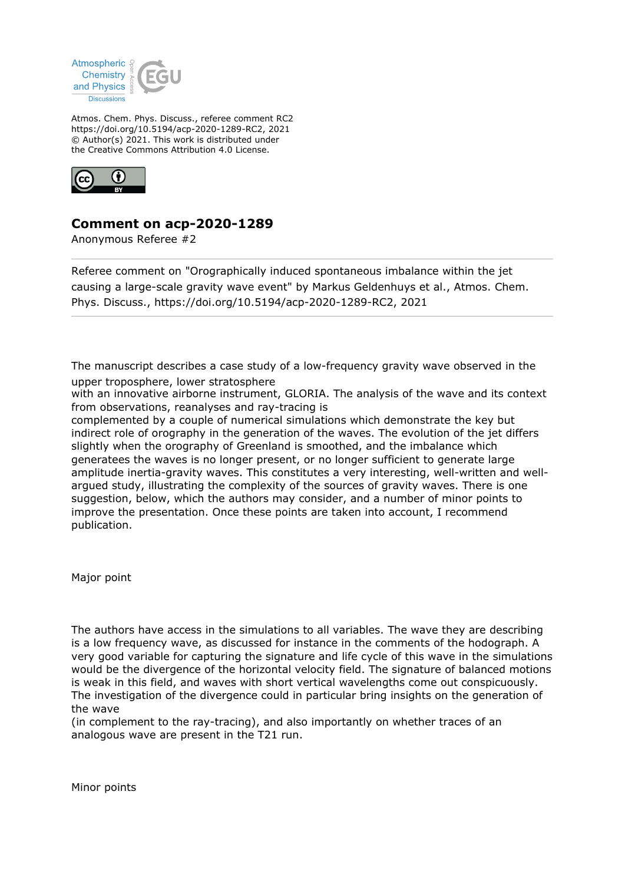Atmos. Chem. Phys. Discuss., referee comment RC2
https://doi.org/10.5194/acp-2020-1289-RC2, 2021
© Author(s) 2021. This work is distributed under
the Creative Commons Attribution 4.0 License.

# Comment on acp-2020-1289

Anonymous Referee #2

Referee comment on "Orographically induced spontaneous imbalance within the jet causing a large-scale gravity wave event" by Markus Geldenhuys et al., Atmos. Chem. Phys. Discuss., https://doi.org/10.5194/acp-2020-1289-RC2, 2021

---

The manuscript describes a case study of a low-frequency gravity wave observed in the upper troposphere, lower stratosphere
with an innovative airborne instrument, GLORIA. The analysis of the wave and its context from observations, reanalyses and ray-tracing is
complemented by a couple of numerical simulations which demonstrate the key but indirect role of orography in the generation of the waves. The evolution of the jet differs slightly when the orography of Greenland is smoothed, and the imbalance which generatees the waves is no longer present, or no longer sufficient to generate large amplitude inertia-gravity waves. This constitutes a very interesting, well-written and well-argued study, illustrating the complexity of the sources of gravity waves. There is one suggestion, below, which the authors may consider, and a number of minor points to improve the presentation. Once these points are taken into account, I recommend publication.

Major point

The authors have access in the simulations to all variables. The wave they are describing is a low frequency wave, as discussed for instance in the comments of the hodograph. A very good variable for capturing the signature and life cycle of this wave in the simulations would be the divergence of the horizontal velocity field. The signature of balanced motions is weak in this field, and waves with short vertical wavelengths come out conspicuously. The investigation of the divergence could in particular bring insights on the generation of the wave
(in complement to the ray-tracing), and also importantly on whether traces of an analogous wave are present in the T21 run.

Minor points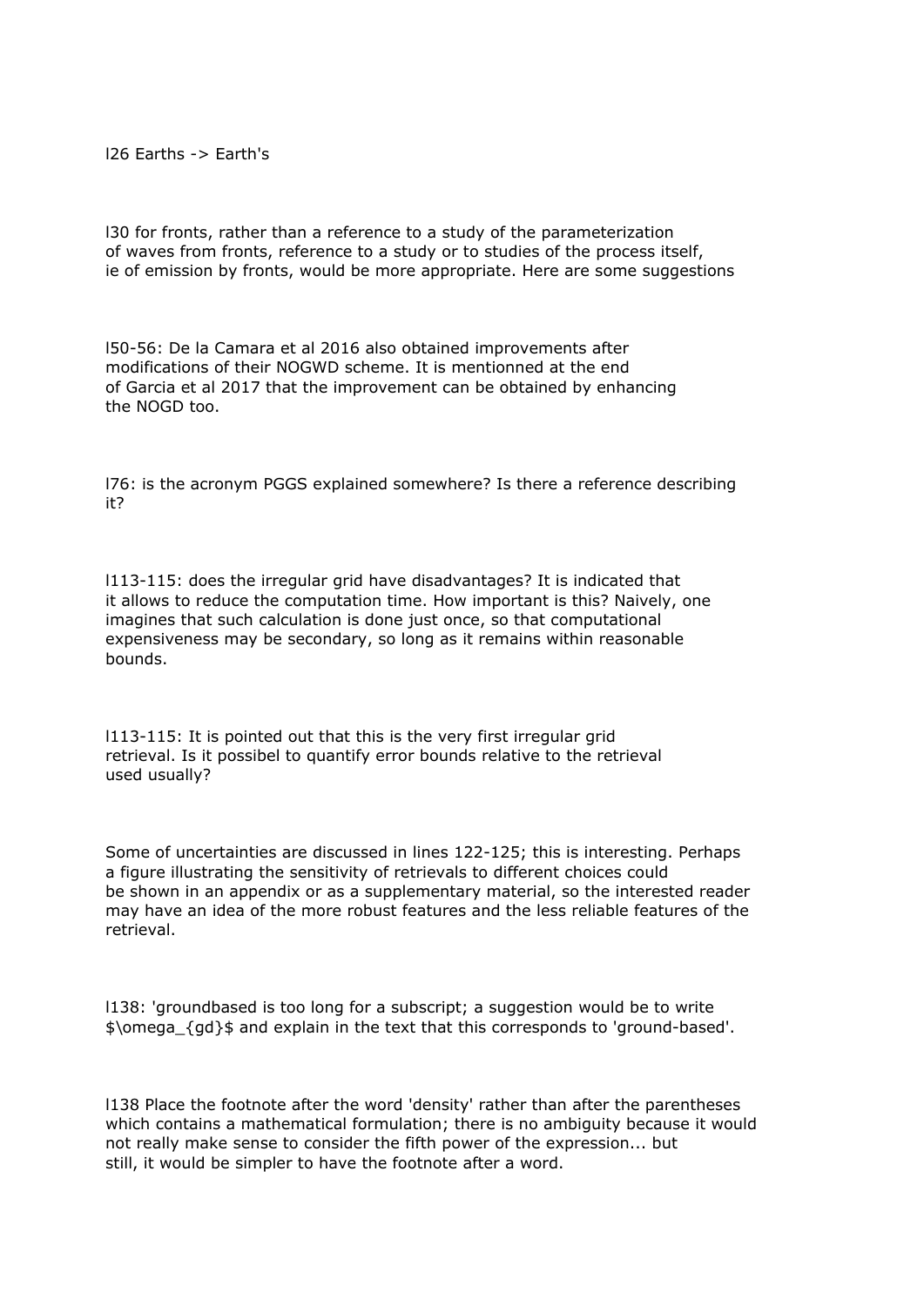l26 Earths -> Earth's

l30 for fronts, rather than a reference to a study of the parameterization of waves from fronts, reference to a study or to studies of the process itself, ie of emission by fronts, would be more appropriate. Here are some suggestions

l50-56: De la Camara et al 2016 also obtained improvements after modifications of their NOGWD scheme. It is mentionned at the end of Garcia et al 2017 that the improvement can be obtained by enhancing the NOGD too.

l76: is the acronym PGGS explained somewhere? Is there a reference describing it?

l113-115: does the irregular grid have disadvantages? It is indicated that it allows to reduce the computation time. How important is this? Naively, one imagines that such calculation is done just once, so that computational expensiveness may be secondary, so long as it remains within reasonable bounds.

l113-115: It is pointed out that this is the very first irregular grid retrieval. Is it possibel to quantify error bounds relative to the retrieval used usually?

Some of uncertainties are discussed in lines 122-125; this is interesting. Perhaps a figure illustrating the sensitivity of retrievals to different choices could be shown in an appendix or as a supplementary material, so the interested reader may have an idea of the more robust features and the less reliable features of the retrieval.

l138: 'groundbased is too long for a subscript; a suggestion would be to write $\omega_{gd}$ and explain in the text that this corresponds to 'ground-based'.

l138 Place the footnote after the word 'density' rather than after the parentheses which contains a mathematical formulation; there is no ambiguity because it would not really make sense to consider the fifth power of the expression... but still, it would be simpler to have the footnote after a word.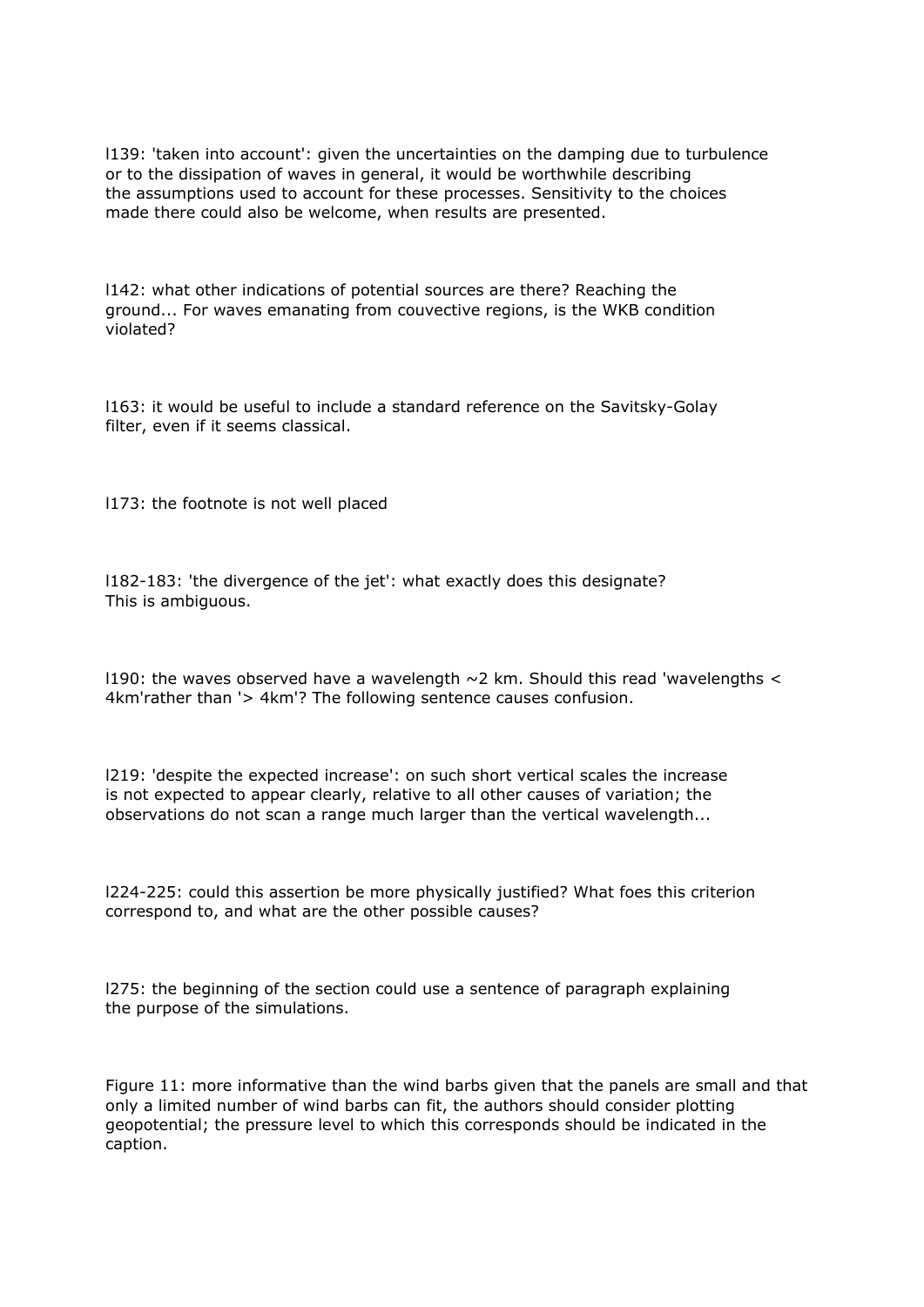l139: 'taken into account': given the uncertainties on the damping due to turbulence or to the dissipation of waves in general, it would be worthwhile describing the assumptions used to account for these processes. Sensitivity to the choices made there could also be welcome, when results are presented.

l142: what other indications of potential sources are there? Reaching the ground... For waves emanating from couvective regions, is the WKB condition violated?

l163: it would be useful to include a standard reference on the Savitsky-Golay filter, even if it seems classical.

l173: the footnote is not well placed

l182-183: 'the divergence of the jet': what exactly does this designate? This is ambiguous.

l190: the waves observed have a wavelength ~2 km. Should this read 'wavelengths < 4km'rather than '> 4km'? The following sentence causes confusion.

l219: 'despite the expected increase': on such short vertical scales the increase is not expected to appear clearly, relative to all other causes of variation; the observations do not scan a range much larger than the vertical wavelength...

l224-225: could this assertion be more physically justified? What foes this criterion correspond to, and what are the other possible causes?

l275: the beginning of the section could use a sentence of paragraph explaining the purpose of the simulations.

Figure 11: more informative than the wind barbs given that the panels are small and that only a limited number of wind barbs can fit, the authors should consider plotting geopotential; the pressure level to which this corresponds should be indicated in the caption.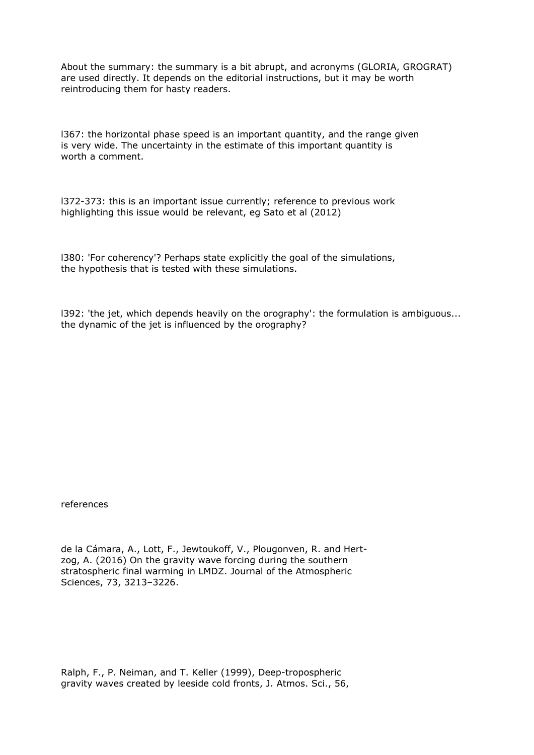About the summary: the summary is a bit abrupt, and acronyms (GLORIA, GROGRAT) are used directly. It depends on the editorial instructions, but it may be worth reintroducing them for hasty readers.

l367: the horizontal phase speed is an important quantity, and the range given is very wide. The uncertainty in the estimate of this important quantity is worth a comment.

l372-373: this is an important issue currently; reference to previous work highlighting this issue would be relevant, eg Sato et al (2012)

l380: 'For coherency'? Perhaps state explicitly the goal of the simulations, the hypothesis that is tested with these simulations.

l392: 'the jet, which depends heavily on the orography': the formulation is ambiguous... the dynamic of the jet is influenced by the orography?

references

de la Cámara, A., Lott, F., Jewtoukoff, V., Plougonven, R. and Hertzog, A. (2016) On the gravity wave forcing during the southern stratospheric final warming in LMDZ. Journal of the Atmospheric Sciences, 73, 3213–3226.

Ralph, F., P. Neiman, and T. Keller (1999), Deep-tropospheric gravity waves created by leeside cold fronts, J. Atmos. Sci., 56,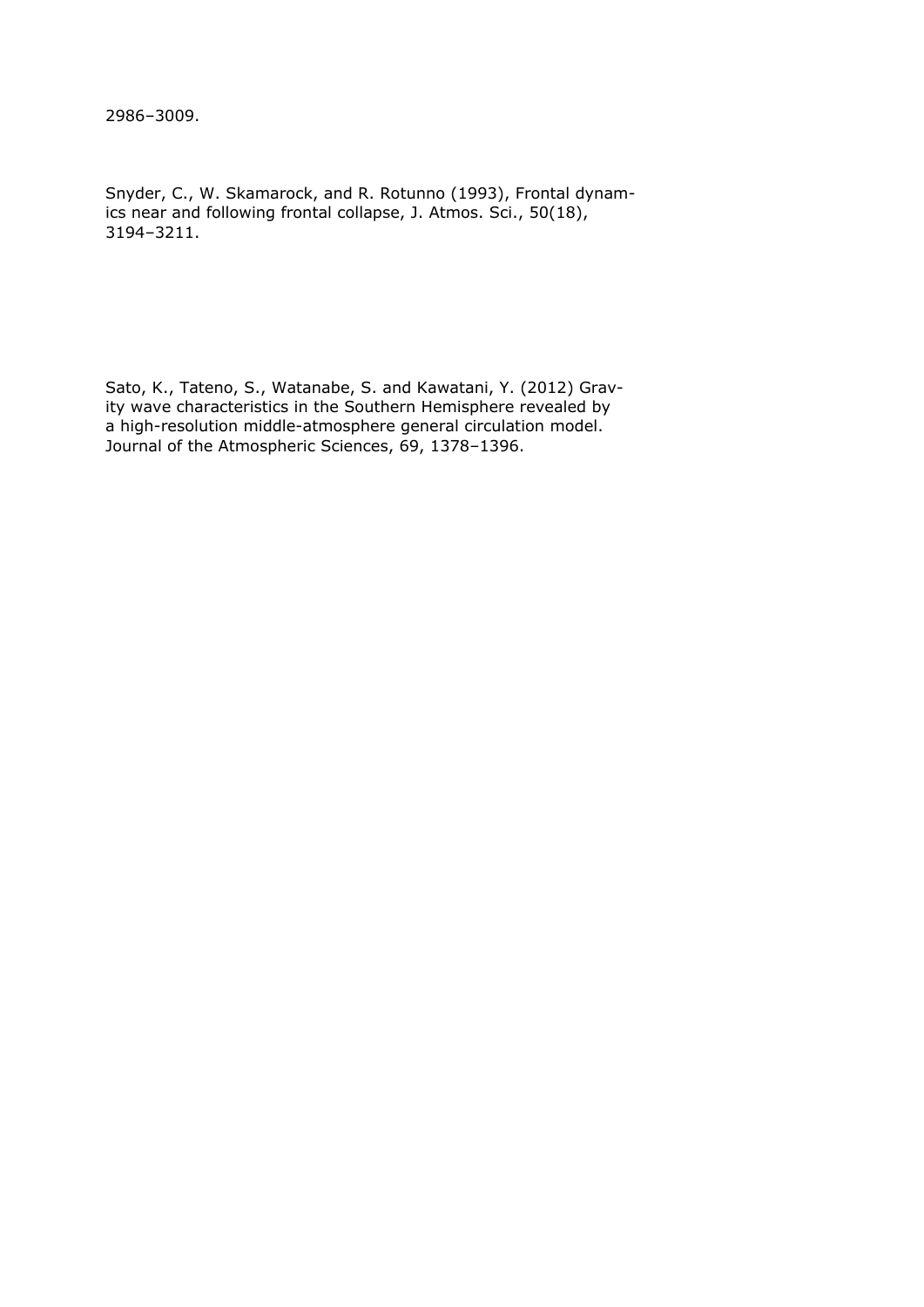2986–3009.

Snyder, C., W. Skamarock, and R. Rotunno (1993), Frontal dynamics near and following frontal collapse, J. Atmos. Sci., 50(18), 3194–3211.

Sato, K., Tateno, S., Watanabe, S. and Kawatani, Y. (2012) Gravity wave characteristics in the Southern Hemisphere revealed by a high-resolution middle-atmosphere general circulation model. Journal of the Atmospheric Sciences, 69, 1378–1396.